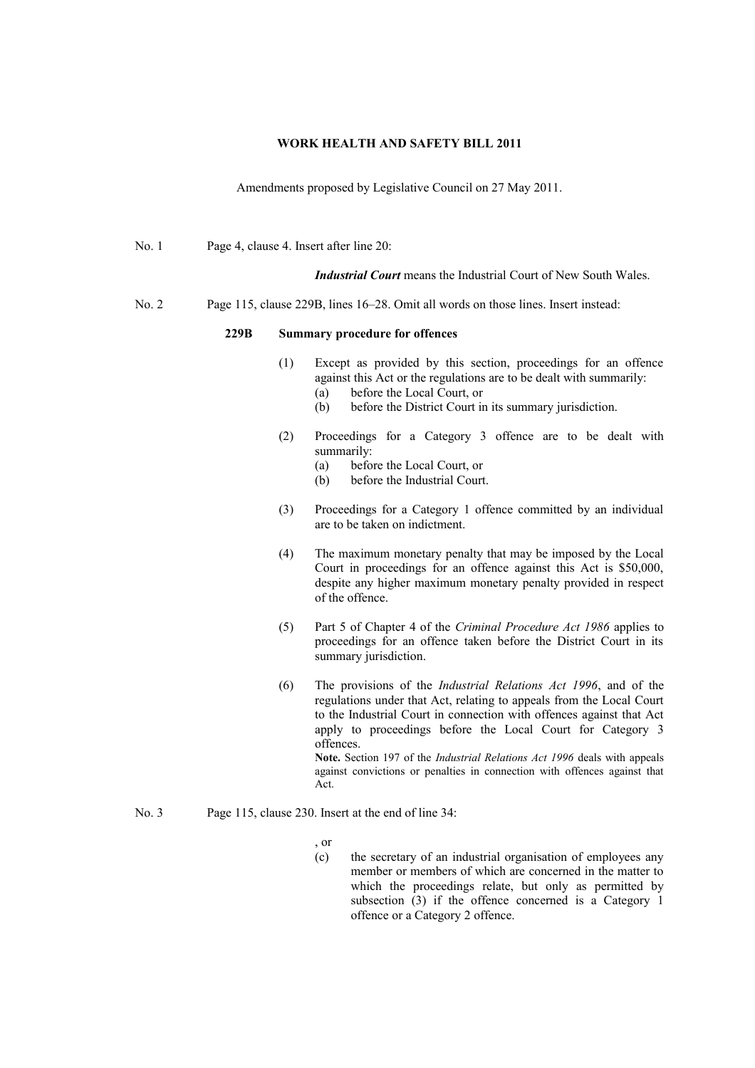**WORK HEALTH AND SAFETY BILL 2011**

Amendments proposed by Legislative Council on 27 May 2011.

No. 1 Page 4, clause 4. Insert after line 20:

> ***Industrial Court*** means the Industrial Court of New South Wales.

No. 2 Page 115, clause 229B, lines 16–28. Omit all words on those lines. Insert instead:

> **229B Summary procedure for offences**
>
> (1) Except as provided by this section, proceedings for an offence against this Act or the regulations are to be dealt with summarily:
> (a) before the Local Court, or
> (b) before the District Court in its summary jurisdiction.
>
> (2) Proceedings for a Category 3 offence are to be dealt with summarily:
> (a) before the Local Court, or
> (b) before the Industrial Court.
>
> (3) Proceedings for a Category 1 offence committed by an individual are to be taken on indictment.
>
> (4) The maximum monetary penalty that may be imposed by the Local Court in proceedings for an offence against this Act is $50,000, despite any higher maximum monetary penalty provided in respect of the offence.
>
> (5) Part 5 of Chapter 4 of the *Criminal Procedure Act 1986* applies to proceedings for an offence taken before the District Court in its summary jurisdiction.
>
> (6) The provisions of the *Industrial Relations Act 1996*, and of the regulations under that Act, relating to appeals from the Local Court to the Industrial Court in connection with offences against that Act apply to proceedings before the Local Court for Category 3 offences.
> **Note.** Section 197 of the *Industrial Relations Act 1996* deals with appeals against convictions or penalties in connection with offences against that Act.

No. 3 Page 115, clause 230. Insert at the end of line 34:

> , or
> (c) the secretary of an industrial organisation of employees any member or members of which are concerned in the matter to which the proceedings relate, but only as permitted by subsection (3) if the offence concerned is a Category 1 offence or a Category 2 offence.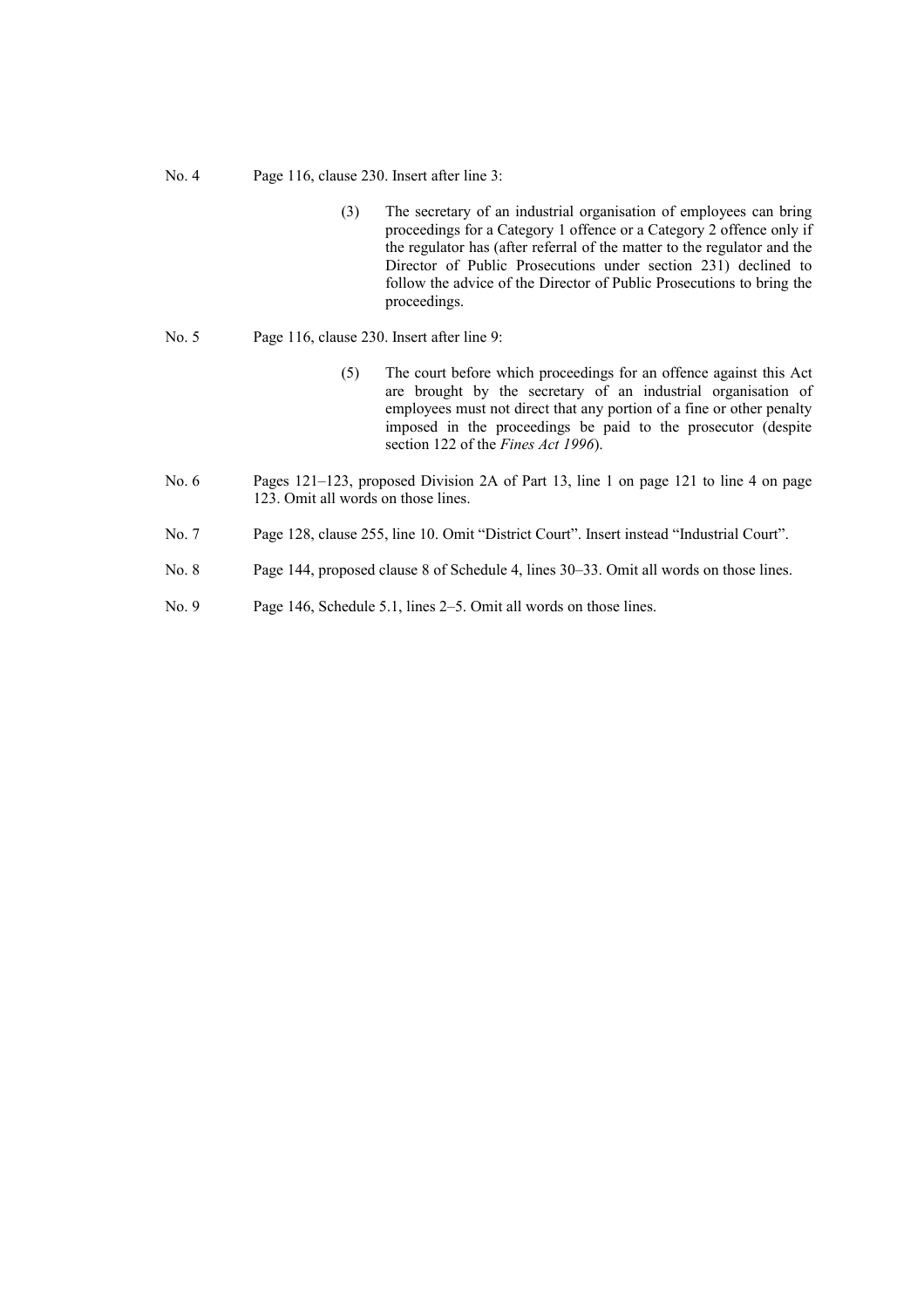No. 4 Page 116, clause 230. Insert after line 3:

> (3) The secretary of an industrial organisation of employees can bring proceedings for a Category 1 offence or a Category 2 offence only if the regulator has (after referral of the matter to the regulator and the Director of Public Prosecutions under section 231) declined to follow the advice of the Director of Public Prosecutions to bring the proceedings.

No. 5 Page 116, clause 230. Insert after line 9:

> (5) The court before which proceedings for an offence against this Act are brought by the secretary of an industrial organisation of employees must not direct that any portion of a fine or other penalty imposed in the proceedings be paid to the prosecutor (despite section 122 of the *Fines Act 1996*).

No. 6 Pages 121–123, proposed Division 2A of Part 13, line 1 on page 121 to line 4 on page 123. Omit all words on those lines.

No. 7 Page 128, clause 255, line 10. Omit "District Court". Insert instead "Industrial Court".

No. 8 Page 144, proposed clause 8 of Schedule 4, lines 30–33. Omit all words on those lines.

No. 9 Page 146, Schedule 5.1, lines 2–5. Omit all words on those lines.